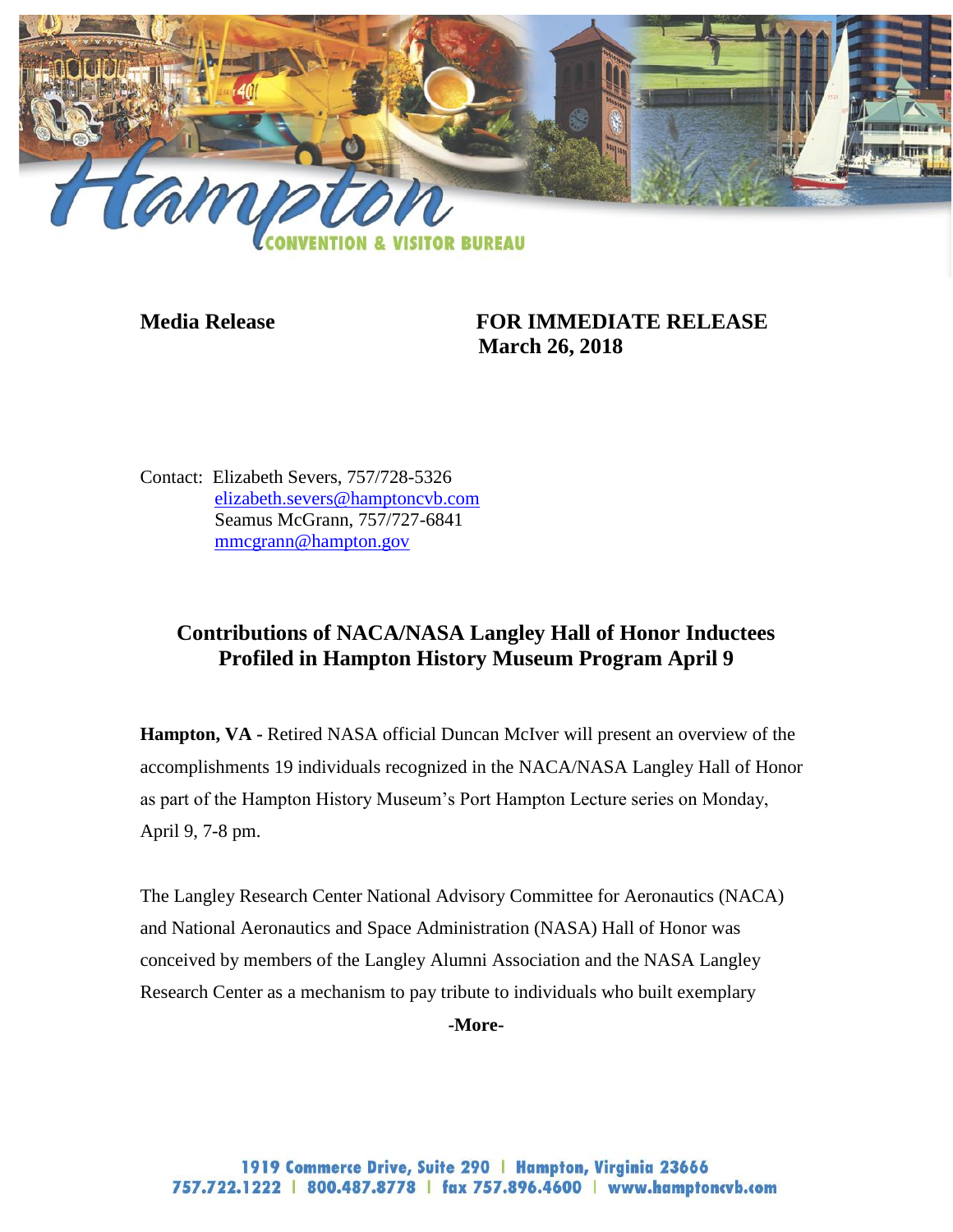**Media Release** **FOR IMMEDIATE RELEASE**
**March 26, 2018**

Contact: Elizabeth Severs, 757/728-5326
elizabeth.severs@hamptoncvb.com
Seamus McGrann, 757/727-6841
mmcgrann@hampton.gov

## Contributions of NACA/NASA Langley Hall of Honor Inductees Profiled in Hampton History Museum Program April 9

**Hampton, VA -** Retired NASA official Duncan McIver will present an overview of the accomplishments 19 individuals recognized in the NACA/NASA Langley Hall of Honor as part of the Hampton History Museum's Port Hampton Lecture series on Monday, April 9, 7-8 pm.

The Langley Research Center National Advisory Committee for Aeronautics (NACA) and National Aeronautics and Space Administration (NASA) Hall of Honor was conceived by members of the Langley Alumni Association and the NASA Langley Research Center as a mechanism to pay tribute to individuals who built exemplary

**-More-**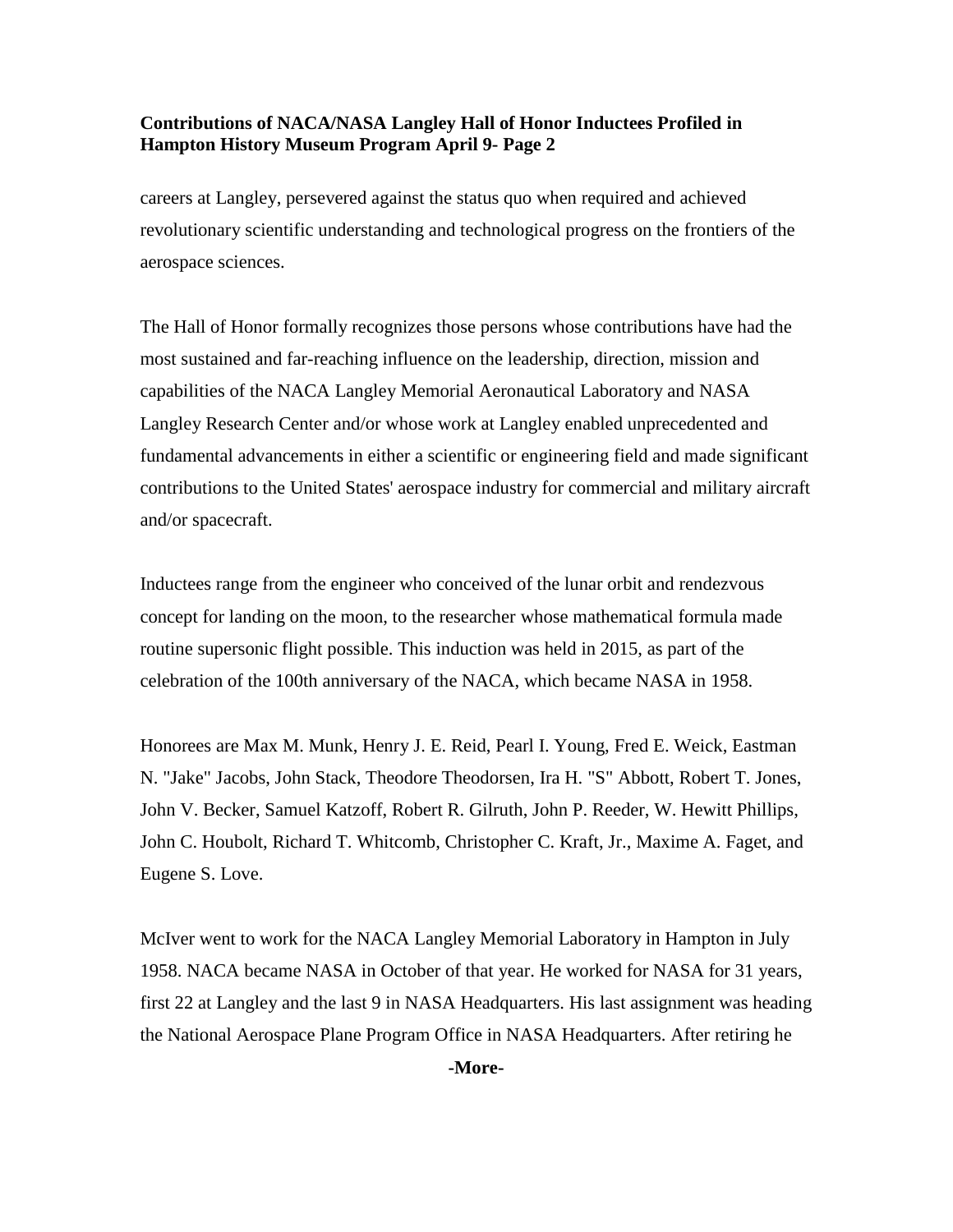careers at Langley, persevered against the status quo when required and achieved revolutionary scientific understanding and technological progress on the frontiers of the aerospace sciences.

The Hall of Honor formally recognizes those persons whose contributions have had the most sustained and far-reaching influence on the leadership, direction, mission and capabilities of the NACA Langley Memorial Aeronautical Laboratory and NASA Langley Research Center and/or whose work at Langley enabled unprecedented and fundamental advancements in either a scientific or engineering field and made significant contributions to the United States' aerospace industry for commercial and military aircraft and/or spacecraft.

Inductees range from the engineer who conceived of the lunar orbit and rendezvous concept for landing on the moon, to the researcher whose mathematical formula made routine supersonic flight possible. This induction was held in 2015, as part of the celebration of the 100th anniversary of the NACA, which became NASA in 1958.

Honorees are Max M. Munk, Henry J. E. Reid, Pearl I. Young, Fred E. Weick, Eastman N. "Jake" Jacobs, John Stack, Theodore Theodorsen, Ira H. "S" Abbott, Robert T. Jones, John V. Becker, Samuel Katzoff, Robert R. Gilruth, John P. Reeder, W. Hewitt Phillips, John C. Houbolt, Richard T. Whitcomb, Christopher C. Kraft, Jr., Maxime A. Faget, and Eugene S. Love.

McIver went to work for the NACA Langley Memorial Laboratory in Hampton in July 1958. NACA became NASA in October of that year. He worked for NASA for 31 years, first 22 at Langley and the last 9 in NASA Headquarters. His last assignment was heading the National Aerospace Plane Program Office in NASA Headquarters. After retiring he

**-More-**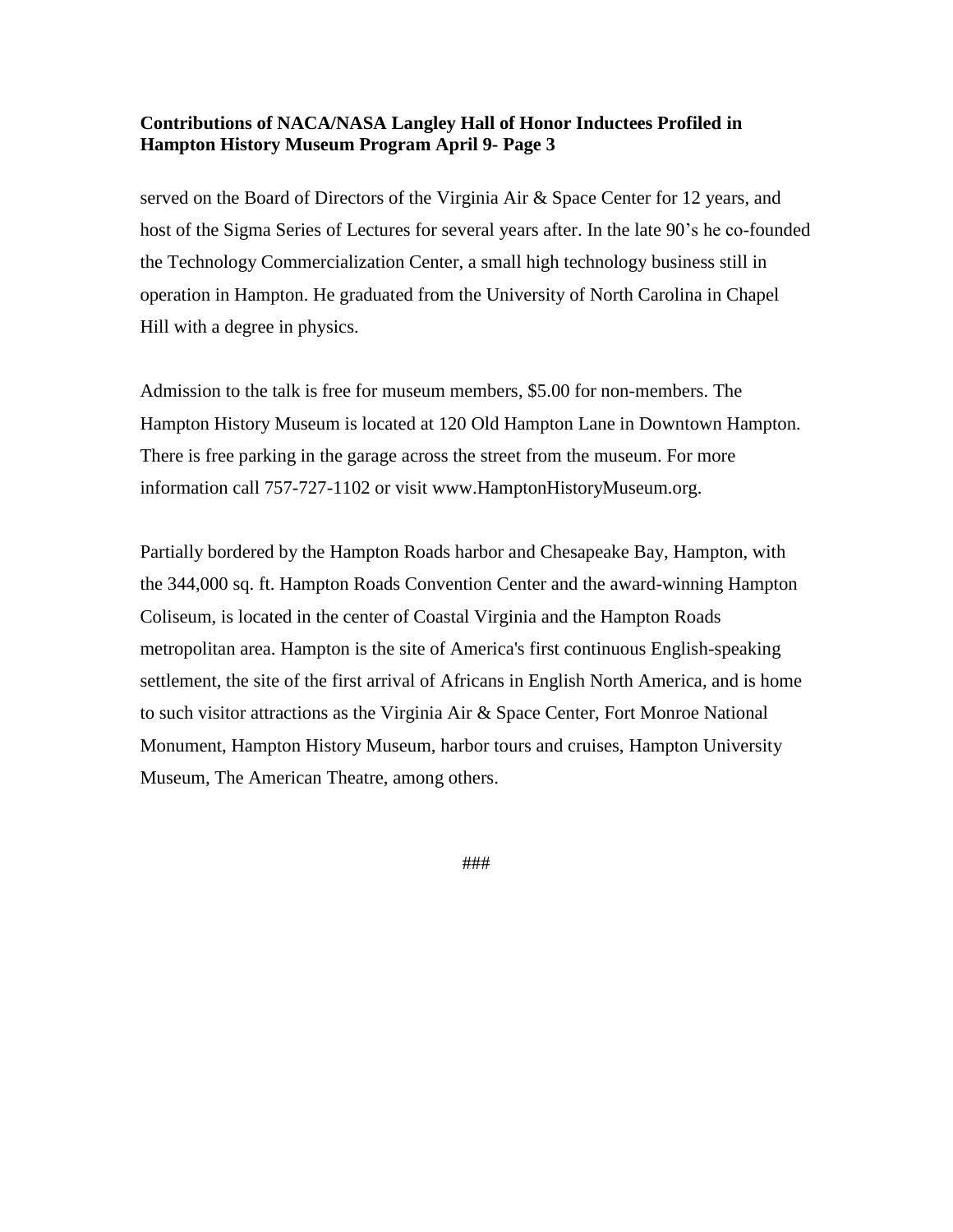served on the Board of Directors of the Virginia Air & Space Center for 12 years, and host of the Sigma Series of Lectures for several years after. In the late 90's he co-founded the Technology Commercialization Center, a small high technology business still in operation in Hampton. He graduated from the University of North Carolina in Chapel Hill with a degree in physics.

Admission to the talk is free for museum members, $5.00 for non-members. The Hampton History Museum is located at 120 Old Hampton Lane in Downtown Hampton. There is free parking in the garage across the street from the museum. For more information call 757-727-1102 or visit www.HamptonHistoryMuseum.org.

Partially bordered by the Hampton Roads harbor and Chesapeake Bay, Hampton, with the 344,000 sq. ft. Hampton Roads Convention Center and the award-winning Hampton Coliseum, is located in the center of Coastal Virginia and the Hampton Roads metropolitan area. Hampton is the site of America's first continuous English-speaking settlement, the site of the first arrival of Africans in English North America, and is home to such visitor attractions as the Virginia Air & Space Center, Fort Monroe National Monument, Hampton History Museum, harbor tours and cruises, Hampton University Museum, The American Theatre, among others.

###